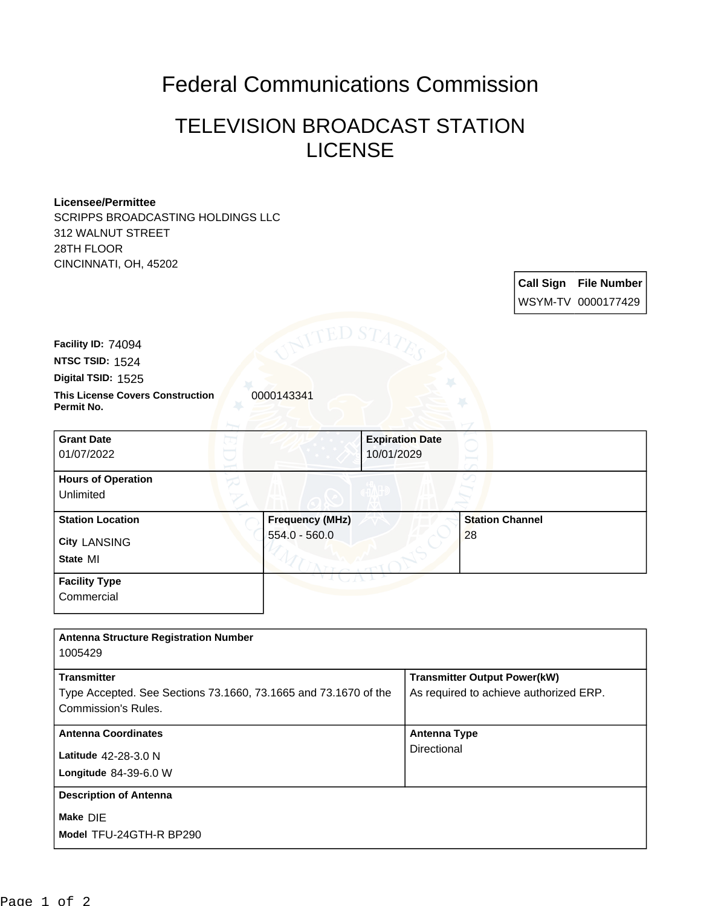# Federal Communications Commission

## TELEVISION BROADCAST STATION LICENSE

**Licensee/Permittee**
SCRIPPS BROADCASTING HOLDINGS LLC
312 WALNUT STREET
28TH FLOOR
CINCINNATI, OH, 45202

| Call Sign | File Number |
| --- | --- |
| WSYM-TV | 0000177429 |

**Facility ID:** 74094
**NTSC TSID:** 1524
**Digital TSID:** 1525
**This License Covers Construction Permit No.** 0000143341

| Grant Date | Expiration Date |
| --- | --- |
| 01/07/2022 | 10/01/2029 |

**Hours of Operation**
Unlimited

| Station Location | Frequency (MHz) | Station Channel |
| --- | --- | --- |
| City LANSING<br>State MI | 554.0 - 560.0 | 28 |

**Facility Type**
Commercial

**Antenna Structure Registration Number**
1005429

| Transmitter | Transmitter Output Power(kW) |
| --- | --- |
| Type Accepted. See Sections 73.1660, 73.1665 and 73.1670 of the Commission's Rules. | As required to achieve authorized ERP. |

| Antenna Coordinates | Antenna Type |
| --- | --- |
| Latitude 42-28-3.0 N<br>Longitude 84-39-6.0 W | Directional |

**Description of Antenna**
Make DIE
Model TFU-24GTH-R BP290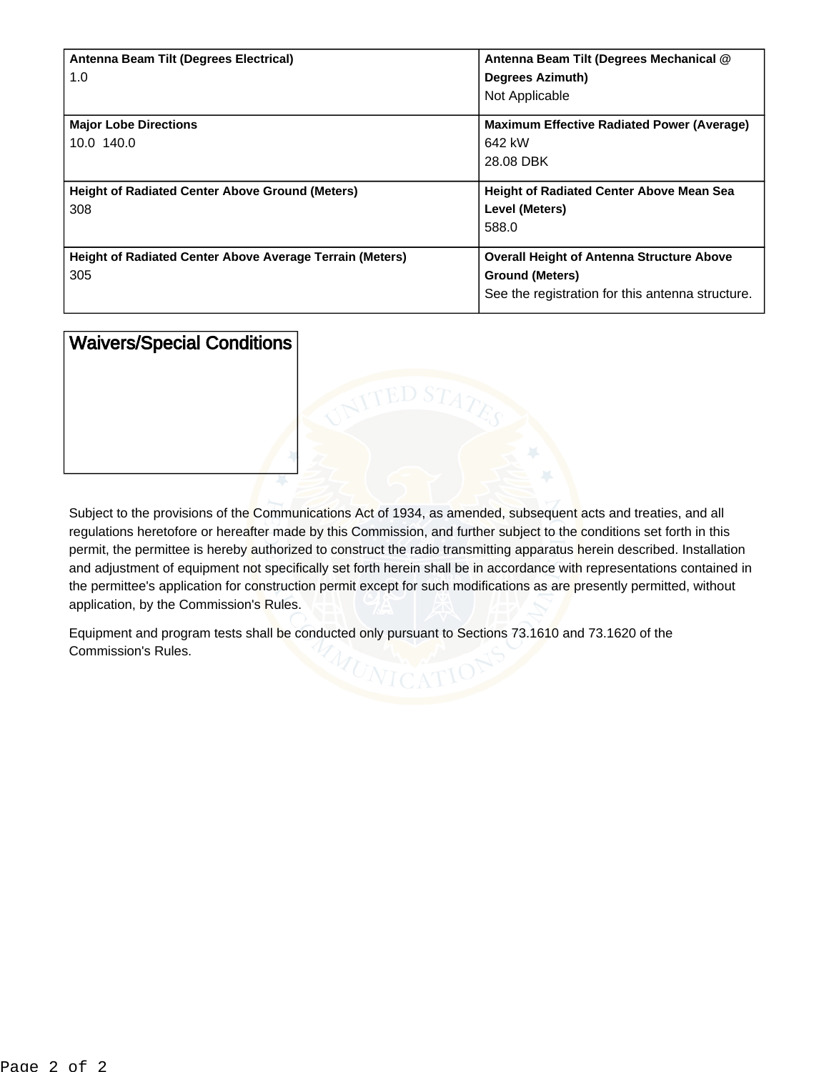| | |
|---|---|
| **Antenna Beam Tilt (Degrees Electrical)**<br>1.0 | **Antenna Beam Tilt (Degrees Mechanical @ Degrees Azimuth)**<br>Not Applicable |
| **Major Lobe Directions**<br>10.0  140.0 | **Maximum Effective Radiated Power (Average)**<br>642 kW<br>28.08 DBK |
| **Height of Radiated Center Above Ground (Meters)**<br>308 | **Height of Radiated Center Above Mean Sea Level (Meters)**<br>588.0 |
| **Height of Radiated Center Above Average Terrain (Meters)**<br>305 | **Overall Height of Antenna Structure Above Ground (Meters)**<br>See the registration for this antenna structure. |

## Waivers/Special Conditions

Subject to the provisions of the Communications Act of 1934, as amended, subsequent acts and treaties, and all regulations heretofore or hereafter made by this Commission, and further subject to the conditions set forth in this permit, the permittee is hereby authorized to construct the radio transmitting apparatus herein described. Installation and adjustment of equipment not specifically set forth herein shall be in accordance with representations contained in the permittee's application for construction permit except for such modifications as are presently permitted, without application, by the Commission's Rules.

Equipment and program tests shall be conducted only pursuant to Sections 73.1610 and 73.1620 of the Commission's Rules.